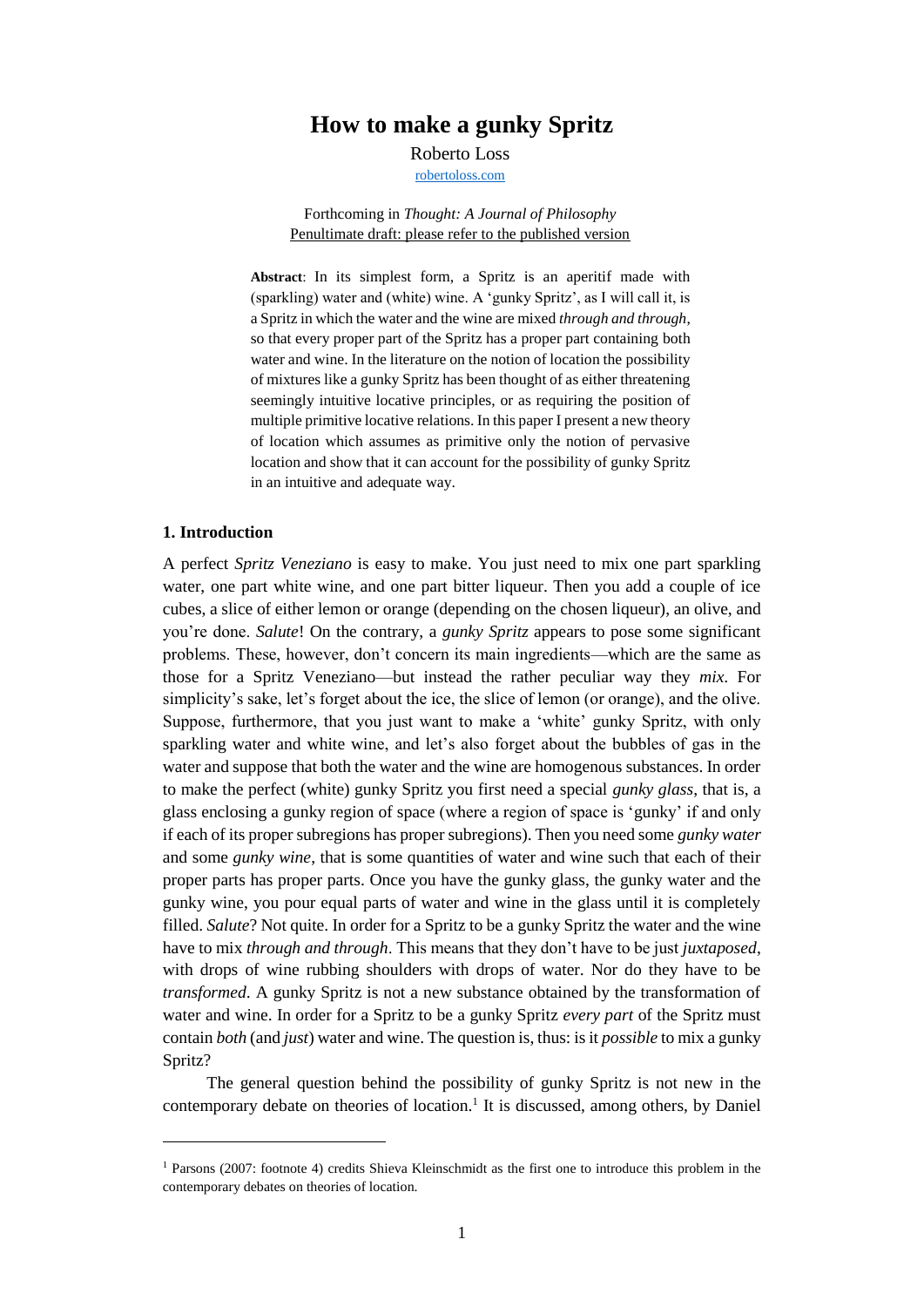# How to make a gunky Spritz

Roberto Loss

robertoloss.com

Forthcoming in *Thought: A Journal of Philosophy*

Penultimate draft: please refer to the published version

**Abstract**: In its simplest form, a Spritz is an aperitif made with (sparkling) water and (white) wine. A 'gunky Spritz', as I will call it, is a Spritz in which the water and the wine are mixed *through and through*, so that every proper part of the Spritz has a proper part containing both water and wine. In the literature on the notion of location the possibility of mixtures like a gunky Spritz has been thought of as either threatening seemingly intuitive locative principles, or as requiring the position of multiple primitive locative relations. In this paper I present a new theory of location which assumes as primitive only the notion of pervasive location and show that it can account for the possibility of gunky Spritz in an intuitive and adequate way.

## 1. Introduction

A perfect *Spritz Veneziano* is easy to make. You just need to mix one part sparkling water, one part white wine, and one part bitter liqueur. Then you add a couple of ice cubes, a slice of either lemon or orange (depending on the chosen liqueur), an olive, and you're done. *Salute*! On the contrary, a *gunky Spritz* appears to pose some significant problems. These, however, don't concern its main ingredients—which are the same as those for a Spritz Veneziano—but instead the rather peculiar way they *mix*. For simplicity's sake, let's forget about the ice, the slice of lemon (or orange), and the olive. Suppose, furthermore, that you just want to make a 'white' gunky Spritz, with only sparkling water and white wine, and let's also forget about the bubbles of gas in the water and suppose that both the water and the wine are homogenous substances. In order to make the perfect (white) gunky Spritz you first need a special *gunky glass*, that is, a glass enclosing a gunky region of space (where a region of space is 'gunky' if and only if each of its proper subregions has proper subregions). Then you need some *gunky water* and some *gunky wine*, that is some quantities of water and wine such that each of their proper parts has proper parts. Once you have the gunky glass, the gunky water and the gunky wine, you pour equal parts of water and wine in the glass until it is completely filled. *Salute*? Not quite. In order for a Spritz to be a gunky Spritz the water and the wine have to mix *through and through*. This means that they don't have to be just *juxtaposed*, with drops of wine rubbing shoulders with drops of water. Nor do they have to be *transformed*. A gunky Spritz is not a new substance obtained by the transformation of water and wine. In order for a Spritz to be a gunky Spritz *every part* of the Spritz must contain *both* (and *just*) water and wine. The question is, thus: is it *possible* to mix a gunky Spritz?

The general question behind the possibility of gunky Spritz is not new in the contemporary debate on theories of location.[1] It is discussed, among others, by Daniel

[1] Parsons (2007: footnote 4) credits Shieva Kleinschmidt as the first one to introduce this problem in the contemporary debates on theories of location.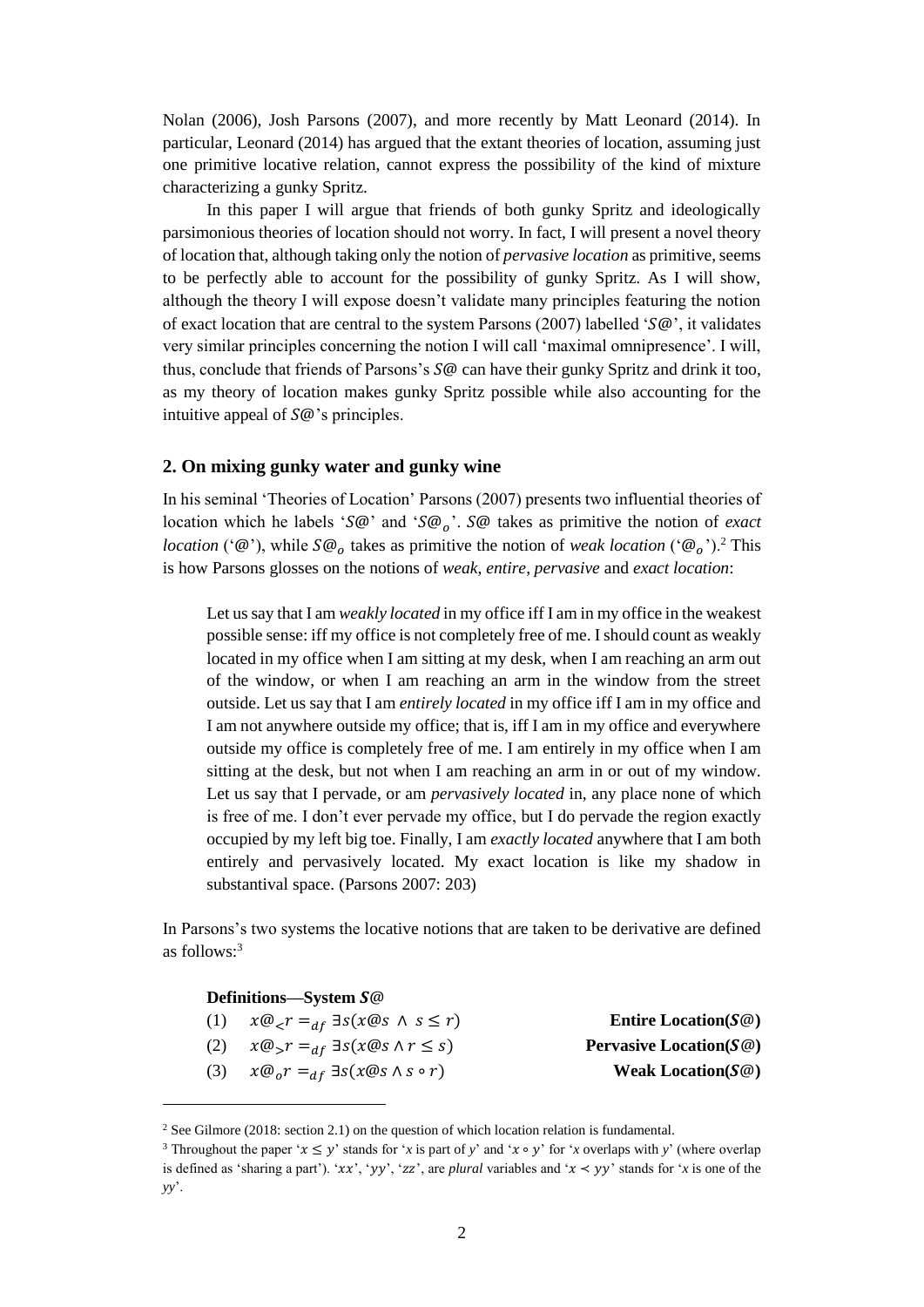Nolan (2006), Josh Parsons (2007), and more recently by Matt Leonard (2014). In particular, Leonard (2014) has argued that the extant theories of location, assuming just one primitive locative relation, cannot express the possibility of the kind of mixture characterizing a gunky Spritz.

In this paper I will argue that friends of both gunky Spritz and ideologically parsimonious theories of location should not worry. In fact, I will present a novel theory of location that, although taking only the notion of *pervasive location* as primitive, seems to be perfectly able to account for the possibility of gunky Spritz. As I will show, although the theory I will expose doesn't validate many principles featuring the notion of exact location that are central to the system Parsons (2007) labelled '$S@$', it validates very similar principles concerning the notion I will call 'maximal omnipresence'. I will, thus, conclude that friends of Parsons's $S@$ can have their gunky Spritz and drink it too, as my theory of location makes gunky Spritz possible while also accounting for the intuitive appeal of $S@$'s principles.

## 2. On mixing gunky water and gunky wine

In his seminal 'Theories of Location' Parsons (2007) presents two influential theories of location which he labels '$S@$' and '$S@_o$'. $S@$ takes as primitive the notion of *exact location* ('@'), while $S@_o$ takes as primitive the notion of *weak location* ('$@_o$').[2] This is how Parsons glosses on the notions of *weak*, *entire*, *pervasive* and *exact location*:

> Let us say that I am *weakly located* in my office iff I am in my office in the weakest possible sense: iff my office is not completely free of me. I should count as weakly located in my office when I am sitting at my desk, when I am reaching an arm out of the window, or when I am reaching an arm in the window from the street outside. Let us say that I am *entirely located* in my office iff I am in my office and I am not anywhere outside my office; that is, iff I am in my office and everywhere outside my office is completely free of me. I am entirely in my office when I am sitting at the desk, but not when I am reaching an arm in or out of my window. Let us say that I pervade, or am *pervasively located* in, any place none of which is free of me. I don't ever pervade my office, but I do pervade the region exactly occupied by my left big toe. Finally, I am *exactly located* anywhere that I am both entirely and pervasively located. My exact location is like my shadow in substantival space. (Parsons 2007: 203)

In Parsons's two systems the locative notions that are taken to be derivative are defined as follows:[3]

**Definitions—System $S@$**

(1) $x@_{<}r =_{df} \exists s(x@s \wedge s \leq r)$ **Entire Location($S@$)**

(2) $x@_{>}r =_{df} \exists s(x@s \wedge r \leq s)$ **Pervasive Location($S@$)**

(3) $x@_{o}r =_{df} \exists s(x@s \wedge s \circ r)$ **Weak Location($S@$)**

---

[2] See Gilmore (2018: section 2.1) on the question of which location relation is fundamental.

[3] Throughout the paper '$x \leq y$' stands for '$x$ is part of $y$' and '$x \circ y$' for '$x$ overlaps with $y$' (where overlap is defined as 'sharing a part'). '$xx$', '$yy$', '$zz$', are *plural* variables and '$x \prec yy$' stands for '$x$ is one of the $yy$'.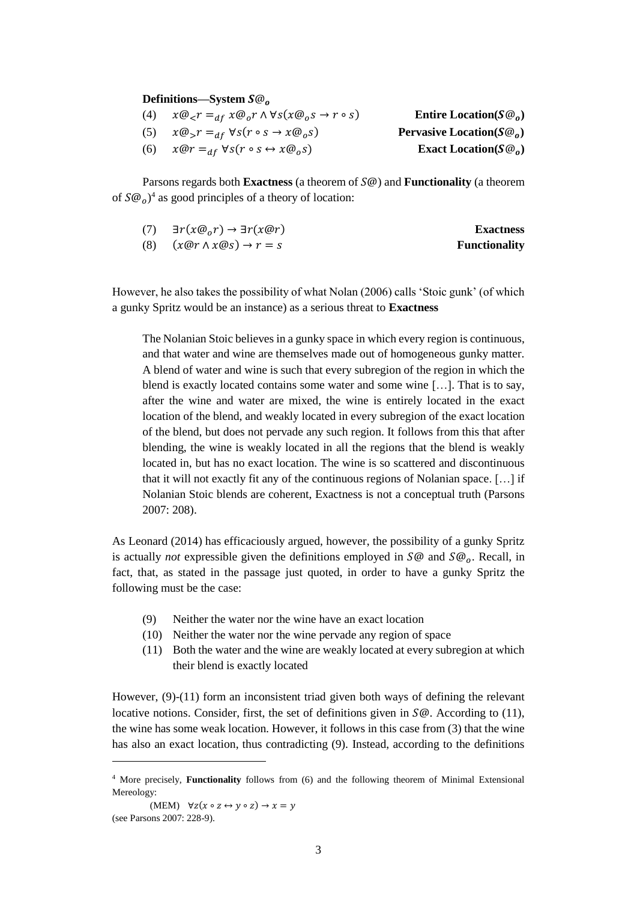**Definitions—System $S@_o$**

| | | |
|---|---|---|
| (4) | $x@_{<}r =_{df} x@_o r \wedge \forall s(x@_o s \rightarrow r \circ s)$ | **Entire Location($S@_o$)** |
| (5) | $x@_{>}r =_{df} \forall s(r \circ s \rightarrow x@_o s)$ | **Pervasive Location($S@_o$)** |
| (6) | $x@r =_{df} \forall s(r \circ s \leftrightarrow x@_o s)$ | **Exact Location($S@_o$)** |

Parsons regards both **Exactness** (a theorem of $S@$) and **Functionality** (a theorem of $S@_o$)[4] as good principles of a theory of location:

| | | |
|---|---|---|
| (7) | $\exists r(x@_o r) \rightarrow \exists r(x@r)$ | **Exactness** |
| (8) | $(x@r \wedge x@s) \rightarrow r = s$ | **Functionality** |

However, he also takes the possibility of what Nolan (2006) calls 'Stoic gunk' (of which a gunky Spritz would be an instance) as a serious threat to **Exactness**

> The Nolanian Stoic believes in a gunky space in which every region is continuous, and that water and wine are themselves made out of homogeneous gunky matter. A blend of water and wine is such that every subregion of the region in which the blend is exactly located contains some water and some wine […]. That is to say, after the wine and water are mixed, the wine is entirely located in the exact location of the blend, and weakly located in every subregion of the exact location of the blend, but does not pervade any such region. It follows from this that after blending, the wine is weakly located in all the regions that the blend is weakly located in, but has no exact location. The wine is so scattered and discontinuous that it will not exactly fit any of the continuous regions of Nolanian space. […] if Nolanian Stoic blends are coherent, Exactness is not a conceptual truth (Parsons 2007: 208).

As Leonard (2014) has efficaciously argued, however, the possibility of a gunky Spritz is actually *not* expressible given the definitions employed in $S@$ and $S@_o$. Recall, in fact, that, as stated in the passage just quoted, in order to have a gunky Spritz the following must be the case:

(9) Neither the water nor the wine have an exact location
(10) Neither the water nor the wine pervade any region of space
(11) Both the water and the wine are weakly located at every subregion at which their blend is exactly located

However, (9)-(11) form an inconsistent triad given both ways of defining the relevant locative notions. Consider, first, the set of definitions given in $S@$. According to (11), the wine has some weak location. However, it follows in this case from (3) that the wine has also an exact location, thus contradicting (9). Instead, according to the definitions

---

[4] More precisely, **Functionality** follows from (6) and the following theorem of Minimal Extensional Mereology:

(MEM) $\forall z(x \circ z \leftrightarrow y \circ z) \rightarrow x = y$

(see Parsons 2007: 228-9).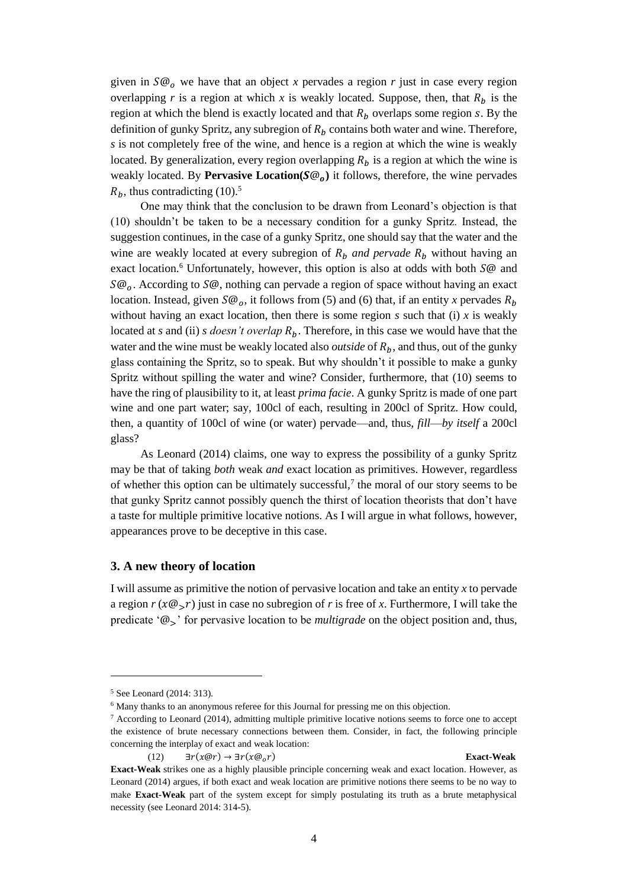given in $S@_o$ we have that an object *x* pervades a region *r* just in case every region overlapping *r* is a region at which *x* is weakly located. Suppose, then, that $R_b$ is the region at which the blend is exactly located and that $R_b$ overlaps some region $s$. By the definition of gunky Spritz, any subregion of $R_b$ contains both water and wine. Therefore, *s* is not completely free of the wine, and hence is a region at which the wine is weakly located. By generalization, every region overlapping $R_b$ is a region at which the wine is weakly located. By **Pervasive Location(**$S@_o$**)** it follows, therefore, the wine pervades $R_b$, thus contradicting (10).[5]

One may think that the conclusion to be drawn from Leonard's objection is that (10) shouldn't be taken to be a necessary condition for a gunky Spritz. Instead, the suggestion continues, in the case of a gunky Spritz, one should say that the water and the wine are weakly located at every subregion of $R_b$ *and pervade* $R_b$ without having an exact location.[6] Unfortunately, however, this option is also at odds with both $S@$ and $S@_o$. According to $S@$, nothing can pervade a region of space without having an exact location. Instead, given $S@_o$, it follows from (5) and (6) that, if an entity *x* pervades $R_b$ without having an exact location, then there is some region *s* such that (i) *x* is weakly located at *s* and (ii) *s doesn't overlap* $R_b$. Therefore, in this case we would have that the water and the wine must be weakly located also *outside* of $R_b$, and thus, out of the gunky glass containing the Spritz, so to speak. But why shouldn't it possible to make a gunky Spritz without spilling the water and wine? Consider, furthermore, that (10) seems to have the ring of plausibility to it, at least *prima facie*. A gunky Spritz is made of one part wine and one part water; say, 100cl of each, resulting in 200cl of Spritz. How could, then, a quantity of 100cl of wine (or water) pervade—and, thus, *fill*—*by itself* a 200cl glass?

As Leonard (2014) claims, one way to express the possibility of a gunky Spritz may be that of taking *both* weak *and* exact location as primitives. However, regardless of whether this option can be ultimately successful,[7] the moral of our story seems to be that gunky Spritz cannot possibly quench the thirst of location theorists that don't have a taste for multiple primitive locative notions. As I will argue in what follows, however, appearances prove to be deceptive in this case.

## 3. A new theory of location

I will assume as primitive the notion of pervasive location and take an entity *x* to pervade a region *r* ($x@_>r$) just in case no subregion of *r* is free of *x*. Furthermore, I will take the predicate '$@_>$' for pervasive location to be *multigrade* on the object position and, thus,

---

[5] See Leonard (2014: 313).

[6] Many thanks to an anonymous referee for this Journal for pressing me on this objection.

[7] According to Leonard (2014), admitting multiple primitive locative notions seems to force one to accept the existence of brute necessary connections between them. Consider, in fact, the following principle concerning the interplay of exact and weak location:

(12) $\exists r(x@r) \rightarrow \exists r(x@_o r)$ **Exact-Weak**

**Exact-Weak** strikes one as a highly plausible principle concerning weak and exact location. However, as Leonard (2014) argues, if both exact and weak location are primitive notions there seems to be no way to make **Exact-Weak** part of the system except for simply postulating its truth as a brute metaphysical necessity (see Leonard 2014: 314-5).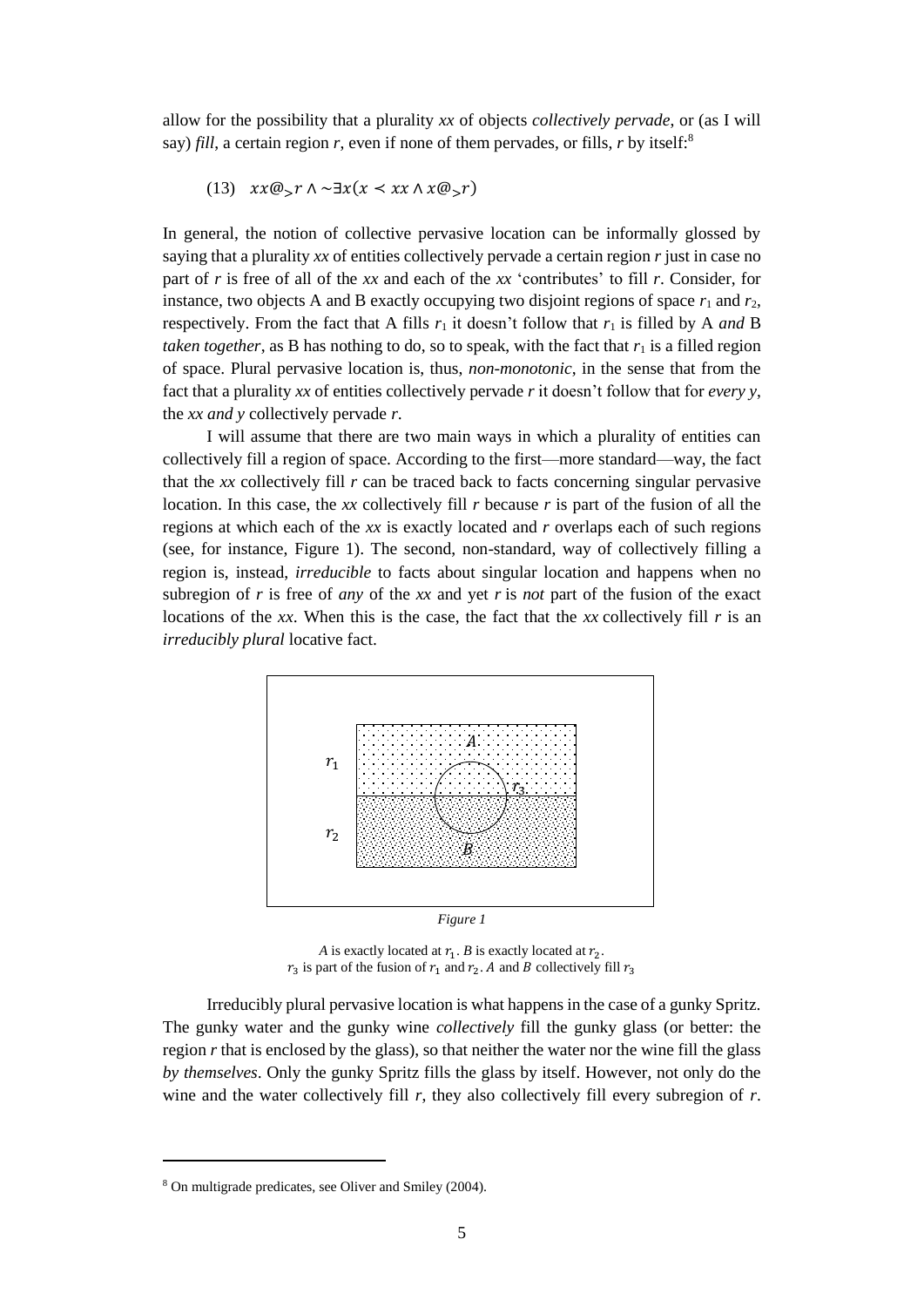allow for the possibility that a plurality *xx* of objects *collectively pervade*, or (as I will say) *fill*, a certain region *r*, even if none of them pervades, or fills, *r* by itself:[8]

$$(13)\quad xx@_{>}r \wedge \sim\exists x(x \prec xx \wedge x@_{>}r)$$

In general, the notion of collective pervasive location can be informally glossed by saying that a plurality *xx* of entities collectively pervade a certain region *r* just in case no part of *r* is free of all of the *xx* and each of the *xx* 'contributes' to fill *r*. Consider, for instance, two objects A and B exactly occupying two disjoint regions of space $r_1$ and $r_2$, respectively. From the fact that A fills $r_1$ it doesn't follow that $r_1$ is filled by A *and* B *taken together*, as B has nothing to do, so to speak, with the fact that $r_1$ is a filled region of space. Plural pervasive location is, thus, *non-monotonic*, in the sense that from the fact that a plurality *xx* of entities collectively pervade *r* it doesn't follow that for *every y*, the *xx and y* collectively pervade *r*.

I will assume that there are two main ways in which a plurality of entities can collectively fill a region of space. According to the first—more standard—way, the fact that the *xx* collectively fill *r* can be traced back to facts concerning singular pervasive location. In this case, the *xx* collectively fill *r* because *r* is part of the fusion of all the regions at which each of the *xx* is exactly located and *r* overlaps each of such regions (see, for instance, Figure 1). The second, non-standard, way of collectively filling a region is, instead, *irreducible* to facts about singular location and happens when no subregion of *r* is free of *any* of the *xx* and yet *r* is *not* part of the fusion of the exact locations of the *xx*. When this is the case, the fact that the *xx* collectively fill *r* is an *irreducibly plural* locative fact.

*Figure 1*

*A* is exactly located at $r_1$. *B* is exactly located at $r_2$.
$r_3$ is part of the fusion of $r_1$ and $r_2$. *A* and *B* collectively fill $r_3$

Irreducibly plural pervasive location is what happens in the case of a gunky Spritz. The gunky water and the gunky wine *collectively* fill the gunky glass (or better: the region *r* that is enclosed by the glass), so that neither the water nor the wine fill the glass *by themselves*. Only the gunky Spritz fills the glass by itself. However, not only do the wine and the water collectively fill *r*, they also collectively fill every subregion of *r*.

[8] On multigrade predicates, see Oliver and Smiley (2004).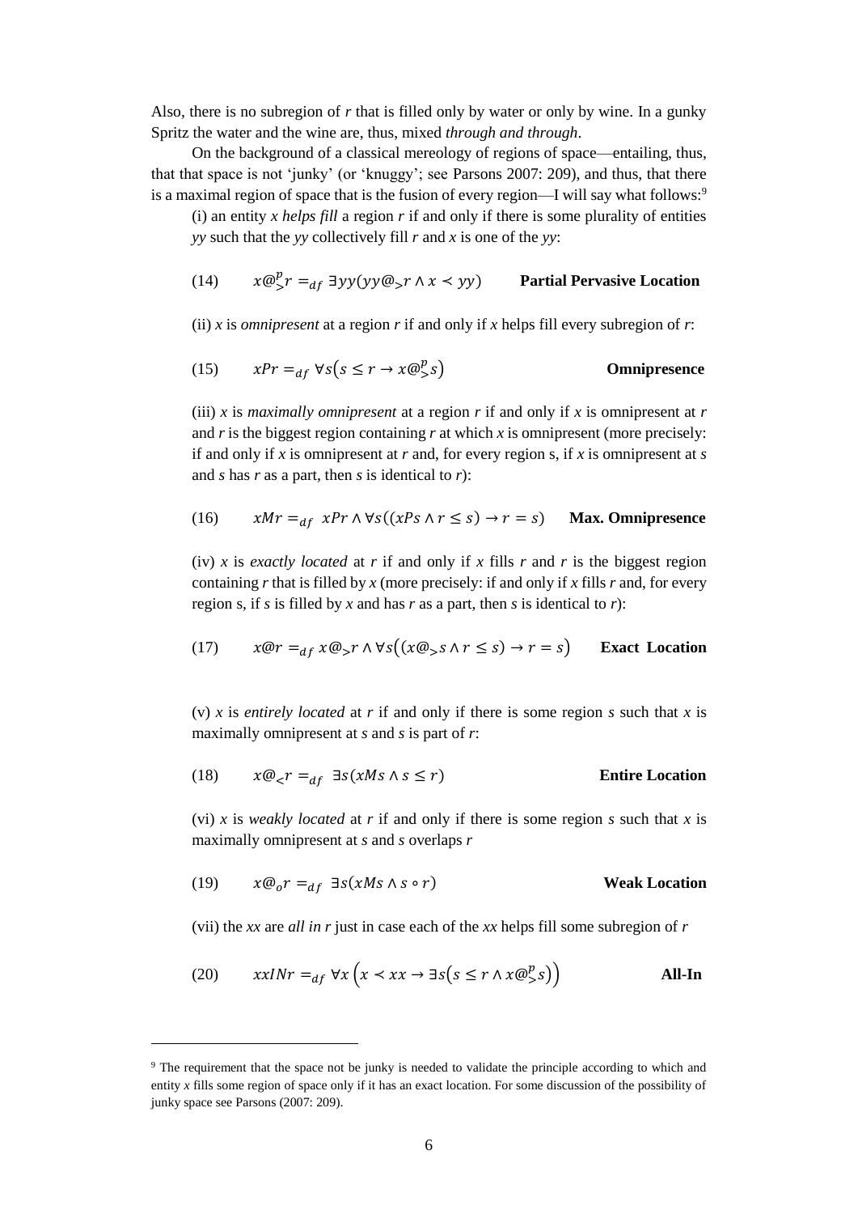Also, there is no subregion of *r* that is filled only by water or only by wine. In a gunky Spritz the water and the wine are, thus, mixed *through and through*.

On the background of a classical mereology of regions of space—entailing, thus, that that space is not 'junky' (or 'knuggy'; see Parsons 2007: 209), and thus, that there is a maximal region of space that is the fusion of every region—I will say what follows:[9]

(i) an entity *x helps fill* a region *r* if and only if there is some plurality of entities *yy* such that the *yy* collectively fill *r* and *x* is one of the *yy*:

$$(14) \qquad x@^{p}_{>}r =_{df} \exists yy(yy@_{>}r \wedge x \prec yy) \qquad \textbf{Partial Pervasive Location}$$

(ii) *x* is *omnipresent* at a region *r* if and only if *x* helps fill every subregion of *r*:

$$(15) \qquad xPr =_{df} \forall s\big(s \leq r \rightarrow x@^{p}_{>}s\big) \qquad \textbf{Omnipresence}$$

(iii) *x* is *maximally omnipresent* at a region *r* if and only if *x* is omnipresent at *r* and *r* is the biggest region containing *r* at which *x* is omnipresent (more precisely: if and only if *x* is omnipresent at *r* and, for every region s, if *x* is omnipresent at *s* and *s* has *r* as a part, then *s* is identical to *r*):

$$(16) \qquad xMr =_{df} xPr \wedge \forall s((xPs \wedge r \leq s) \rightarrow r = s) \qquad \textbf{Max. Omnipresence}$$

(iv) *x* is *exactly located* at *r* if and only if *x* fills *r* and *r* is the biggest region containing *r* that is filled by *x* (more precisely: if and only if *x* fills *r* and, for every region s, if *s* is filled by *x* and has *r* as a part, then *s* is identical to *r*):

$$(17) \qquad x@r =_{df} x@_{>}r \wedge \forall s\big((x@_{>}s \wedge r \leq s) \rightarrow r = s\big) \qquad \textbf{Exact Location}$$

(v) *x* is *entirely located* at *r* if and only if there is some region *s* such that *x* is maximally omnipresent at *s* and *s* is part of *r*:

$$(18) \qquad x@_{<}r =_{df} \exists s(xMs \wedge s \leq r) \qquad \textbf{Entire Location}$$

(vi) *x* is *weakly located* at *r* if and only if there is some region *s* such that *x* is maximally omnipresent at *s* and *s* overlaps *r*

$$(19) \qquad x@_{o}r =_{df} \exists s(xMs \wedge s \circ r) \qquad \textbf{Weak Location}$$

(vii) the *xx* are *all in r* just in case each of the *xx* helps fill some subregion of *r*

$$(20) \qquad xxINr =_{df} \forall x\left(x \prec xx \rightarrow \exists s\big(s \leq r \wedge x@^{p}_{>}s\big)\right) \qquad \textbf{All-In}$$

---

[9] The requirement that the space not be junky is needed to validate the principle according to which and entity *x* fills some region of space only if it has an exact location. For some discussion of the possibility of junky space see Parsons (2007: 209).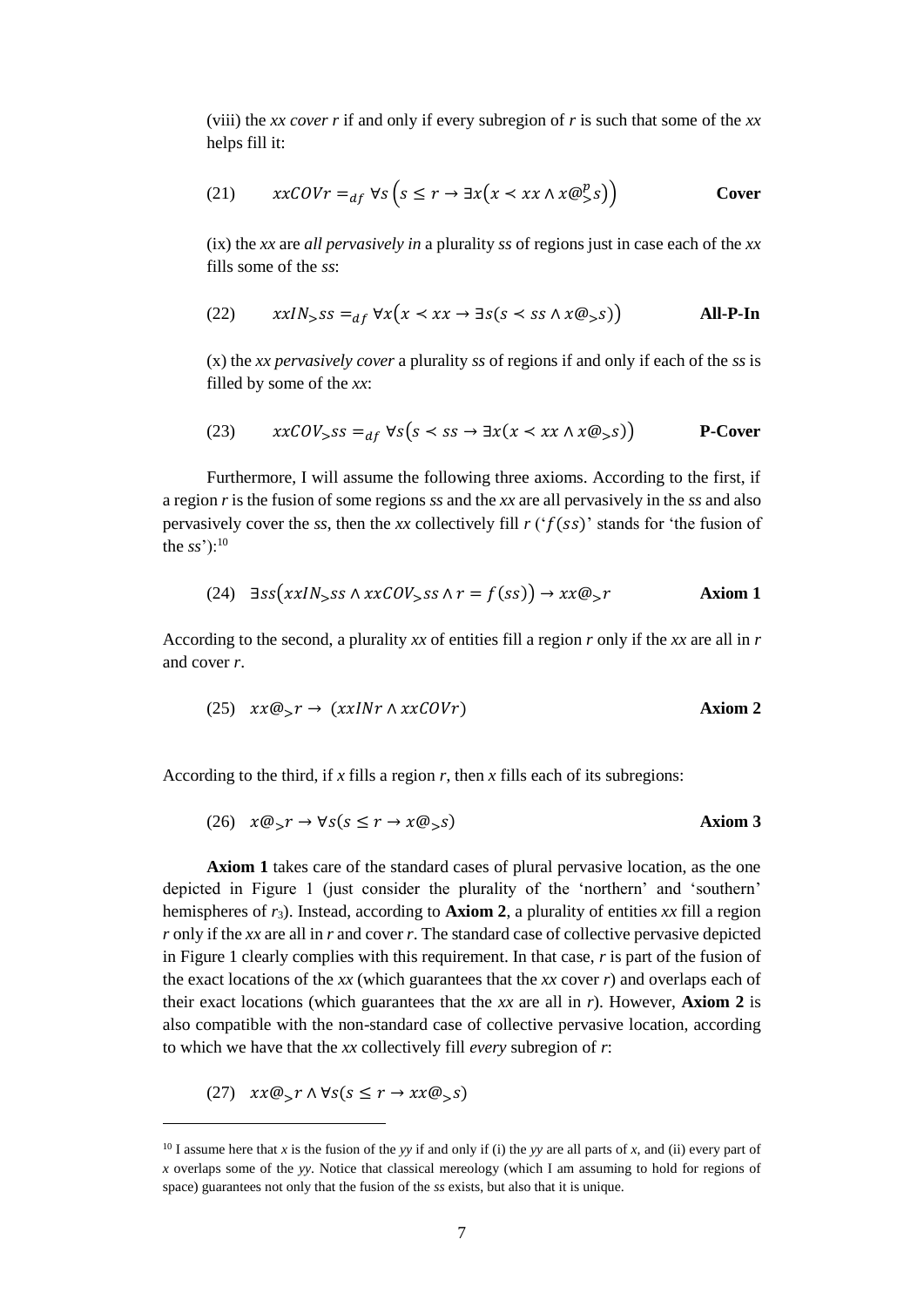(viii) the *xx cover r* if and only if every subregion of *r* is such that some of the *xx* helps fill it:

$$xxCOVr =_{df} \forall s\left(s \leq r \rightarrow \exists x\left(x \prec xx \wedge x@^{p}_{>}s\right)\right) \tag{21}$$

**Cover**

(ix) the *xx* are *all pervasively in* a plurality *ss* of regions just in case each of the *xx* fills some of the *ss*:

$$xxIN_{>}ss =_{df} \forall x\left(x \prec xx \rightarrow \exists s(s \prec ss \wedge x@_{>}s)\right) \tag{22}$$

**All-P-In**

(x) the *xx pervasively cover* a plurality *ss* of regions if and only if each of the *ss* is filled by some of the *xx*:

$$xxCOV_{>}ss =_{df} \forall s\left(s \prec ss \rightarrow \exists x(x \prec xx \wedge x@_{>}s)\right) \tag{23}$$

**P-Cover**

Furthermore, I will assume the following three axioms. According to the first, if a region *r* is the fusion of some regions *ss* and the *xx* are all pervasively in the *ss* and also pervasively cover the *ss*, then the *xx* collectively fill *r* ('$f(ss)$' stands for 'the fusion of the *ss*'):[10]

$$\exists ss\left(xxIN_{>}ss \wedge xxCOV_{>}ss \wedge r = f(ss)\right) \rightarrow xx@_{>}r \tag{24}$$

**Axiom 1**

According to the second, a plurality *xx* of entities fill a region *r* only if the *xx* are all in *r* and cover *r*.

$$xx@_{>}r \rightarrow (xxINr \wedge xxCOVr) \tag{25}$$

**Axiom 2**

According to the third, if *x* fills a region *r*, then *x* fills each of its subregions:

$$x@_{>}r \rightarrow \forall s(s \leq r \rightarrow x@_{>}s) \tag{26}$$

**Axiom 3**

**Axiom 1** takes care of the standard cases of plural pervasive location, as the one depicted in Figure 1 (just consider the plurality of the 'northern' and 'southern' hemispheres of $r_3$). Instead, according to **Axiom 2**, a plurality of entities *xx* fill a region *r* only if the *xx* are all in *r* and cover *r*. The standard case of collective pervasive depicted in Figure 1 clearly complies with this requirement. In that case, *r* is part of the fusion of the exact locations of the *xx* (which guarantees that the *xx* cover *r*) and overlaps each of their exact locations (which guarantees that the *xx* are all in *r*). However, **Axiom 2** is also compatible with the non-standard case of collective pervasive location, according to which we have that the *xx* collectively fill *every* subregion of *r*:

$$xx@_{>}r \wedge \forall s(s \leq r \rightarrow xx@_{>}s) \tag{27}$$

[10] I assume here that *x* is the fusion of the *yy* if and only if (i) the *yy* are all parts of *x*, and (ii) every part of *x* overlaps some of the *yy*. Notice that classical mereology (which I am assuming to hold for regions of space) guarantees not only that the fusion of the *ss* exists, but also that it is unique.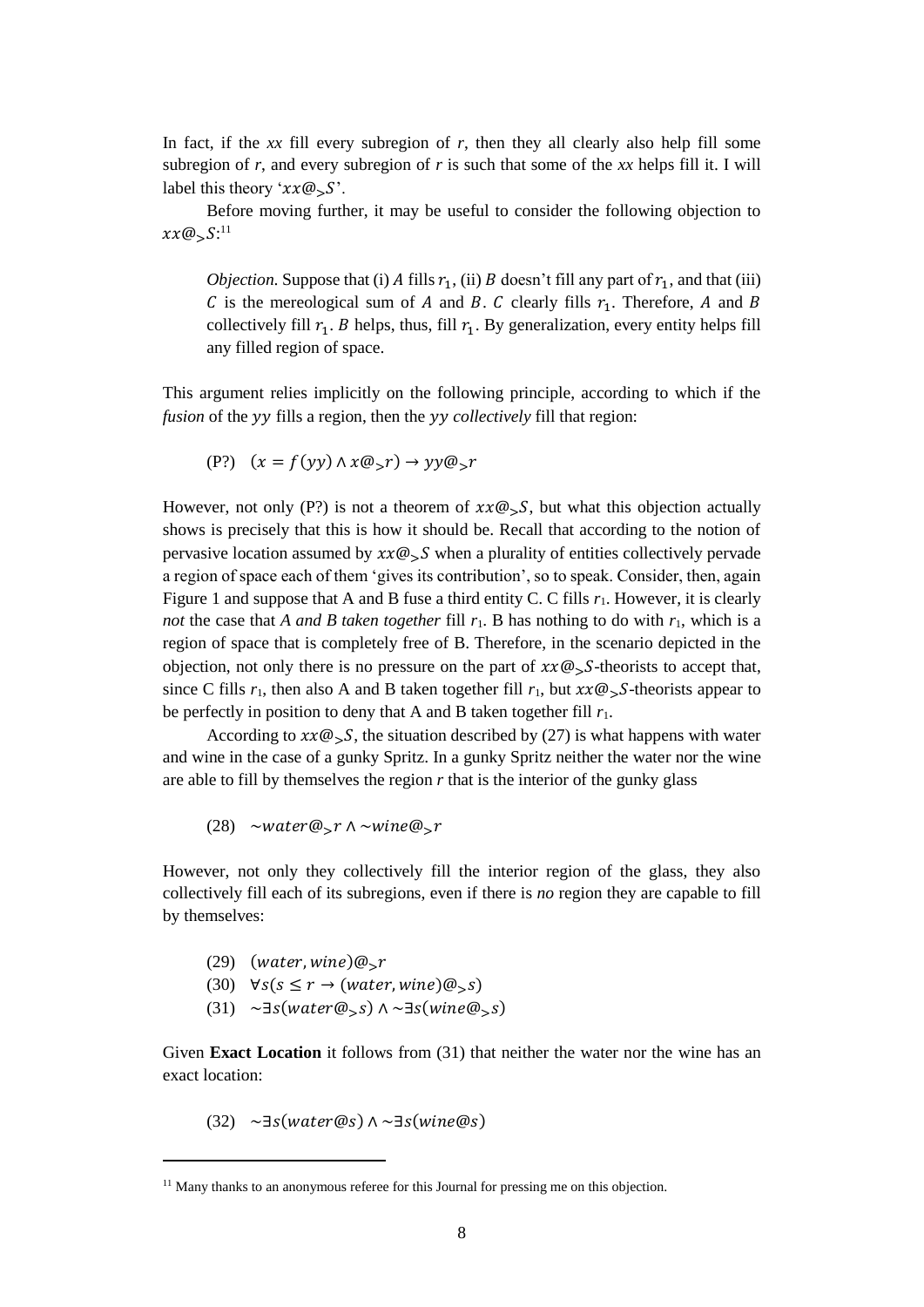In fact, if the *xx* fill every subregion of *r*, then they all clearly also help fill some subregion of *r*, and every subregion of *r* is such that some of the *xx* helps fill it. I will label this theory '$xx@_{>}S$'.

Before moving further, it may be useful to consider the following objection to $xx@_{>}S$:[11]

> *Objection.* Suppose that (i) $A$ fills $r_1$, (ii) $B$ doesn't fill any part of $r_1$, and that (iii) $C$ is the mereological sum of $A$ and $B$. $C$ clearly fills $r_1$. Therefore, $A$ and $B$ collectively fill $r_1$. $B$ helps, thus, fill $r_1$. By generalization, every entity helps fill any filled region of space.

This argument relies implicitly on the following principle, according to which if the *fusion* of the $yy$ fills a region, then the $yy$ *collectively* fill that region:

(P?) $(x = f(yy) \wedge x@_{>}r) \rightarrow yy@_{>}r$

However, not only (P?) is not a theorem of $xx@_{>}S$, but what this objection actually shows is precisely that this is how it should be. Recall that according to the notion of pervasive location assumed by $xx@_{>}S$ when a plurality of entities collectively pervade a region of space each of them 'gives its contribution', so to speak. Consider, then, again Figure 1 and suppose that A and B fuse a third entity C. C fills $r_1$. However, it is clearly *not* the case that *A and B taken together* fill $r_1$. B has nothing to do with $r_1$, which is a region of space that is completely free of B. Therefore, in the scenario depicted in the objection, not only there is no pressure on the part of $xx@_{>}S$-theorists to accept that, since C fills $r_1$, then also A and B taken together fill $r_1$, but $xx@_{>}S$-theorists appear to be perfectly in position to deny that A and B taken together fill $r_1$.

According to $xx@_{>}S$, the situation described by (27) is what happens with water and wine in the case of a gunky Spritz. In a gunky Spritz neither the water nor the wine are able to fill by themselves the region *r* that is the interior of the gunky glass

(28) $\sim water@_{>}r \wedge \sim wine@_{>}r$

However, not only they collectively fill the interior region of the glass, they also collectively fill each of its subregions, even if there is *no* region they are capable to fill by themselves:

(29) $(water, wine)@_{>}r$

(30) $\forall s(s \leq r \rightarrow (water, wine)@_{>}s)$

(31) $\sim\exists s(water@_{>}s) \wedge \sim\exists s(wine@_{>}s)$

Given **Exact Location** it follows from (31) that neither the water nor the wine has an exact location:

(32) $\sim\exists s(water@s) \wedge \sim\exists s(wine@s)$

---

[11] Many thanks to an anonymous referee for this Journal for pressing me on this objection.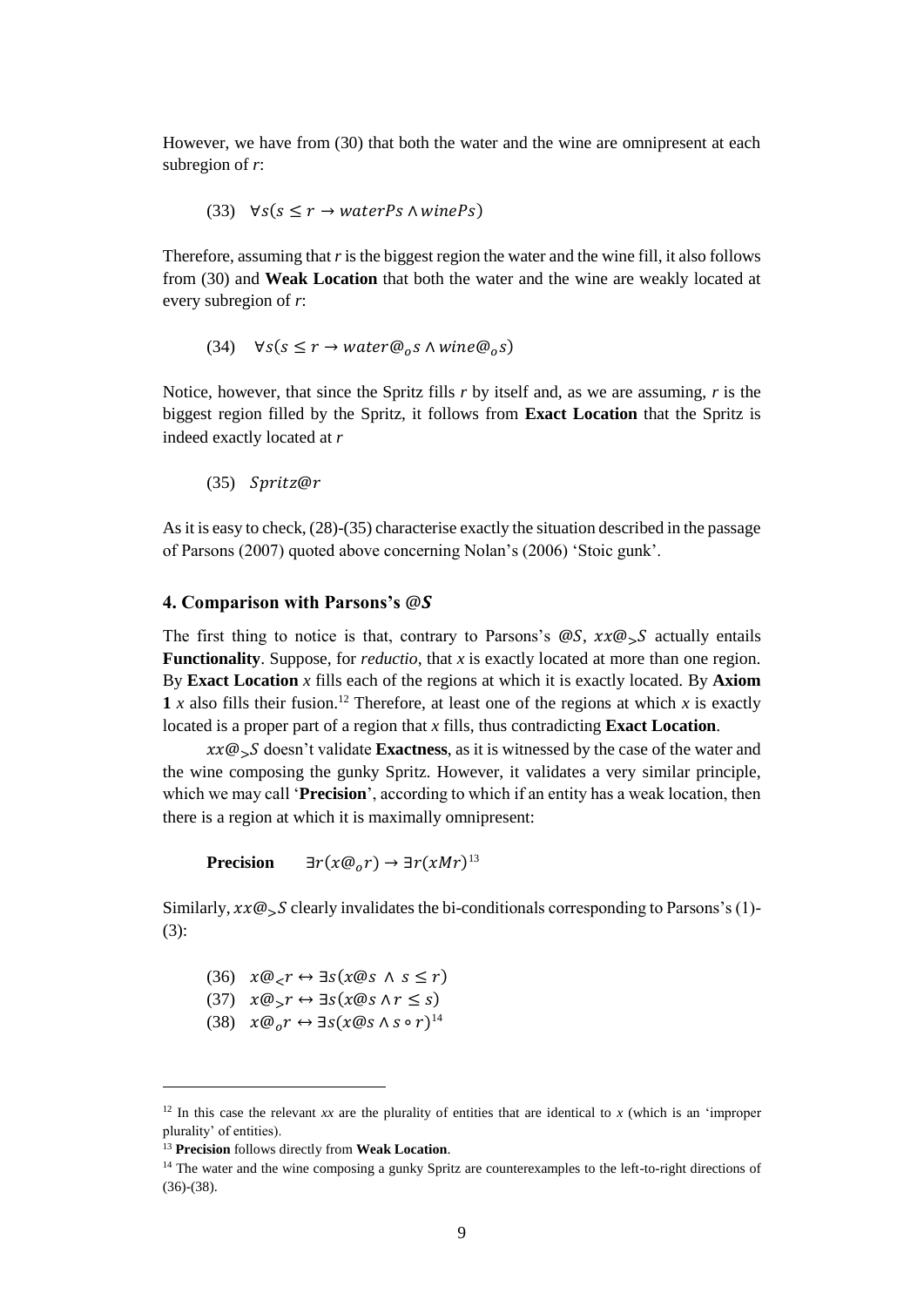However, we have from (30) that both the water and the wine are omnipresent at each subregion of *r*:

$$(33)\quad \forall s(s \leq r \rightarrow waterPs \wedge winePs)$$

Therefore, assuming that *r* is the biggest region the water and the wine fill, it also follows from (30) and **Weak Location** that both the water and the wine are weakly located at every subregion of *r*:

$$(34)\quad \forall s(s \leq r \rightarrow water@_o s \wedge wine@_o s)$$

Notice, however, that since the Spritz fills *r* by itself and, as we are assuming, *r* is the biggest region filled by the Spritz, it follows from **Exact Location** that the Spritz is indeed exactly located at *r*

$$(35)\quad Spritz@r$$

As it is easy to check, (28)-(35) characterise exactly the situation described in the passage of Parsons (2007) quoted above concerning Nolan's (2006) 'Stoic gunk'.

## 4. Comparison with Parsons's @$S$

The first thing to notice is that, contrary to Parsons's @$S$, $xx@_{>}S$ actually entails **Functionality**. Suppose, for *reductio*, that *x* is exactly located at more than one region. By **Exact Location** *x* fills each of the regions at which it is exactly located. By **Axiom 1** *x* also fills their fusion.[12] Therefore, at least one of the regions at which *x* is exactly located is a proper part of a region that *x* fills, thus contradicting **Exact Location**.

$xx@_{>}S$ doesn't validate **Exactness**, as it is witnessed by the case of the water and the wine composing the gunky Spritz. However, it validates a very similar principle, which we may call '**Precision**', according to which if an entity has a weak location, then there is a region at which it is maximally omnipresent:

**Precision** $\quad \exists r(x@_o r) \rightarrow \exists r(xMr)$[13]

Similarly, $xx@_{>}S$ clearly invalidates the bi-conditionals corresponding to Parsons's (1)-(3):

$$(36)\quad x@_{<}r \leftrightarrow \exists s(x@s \wedge s \leq r)$$

$$(37)\quad x@_{>}r \leftrightarrow \exists s(x@s \wedge r \leq s)$$

$$(38)\quad x@_o r \leftrightarrow \exists s(x@s \wedge s \circ r)$$[14]

---

[12] In this case the relevant *xx* are the plurality of entities that are identical to *x* (which is an 'improper plurality' of entities).

[13] **Precision** follows directly from **Weak Location**.

[14] The water and the wine composing a gunky Spritz are counterexamples to the left-to-right directions of (36)-(38).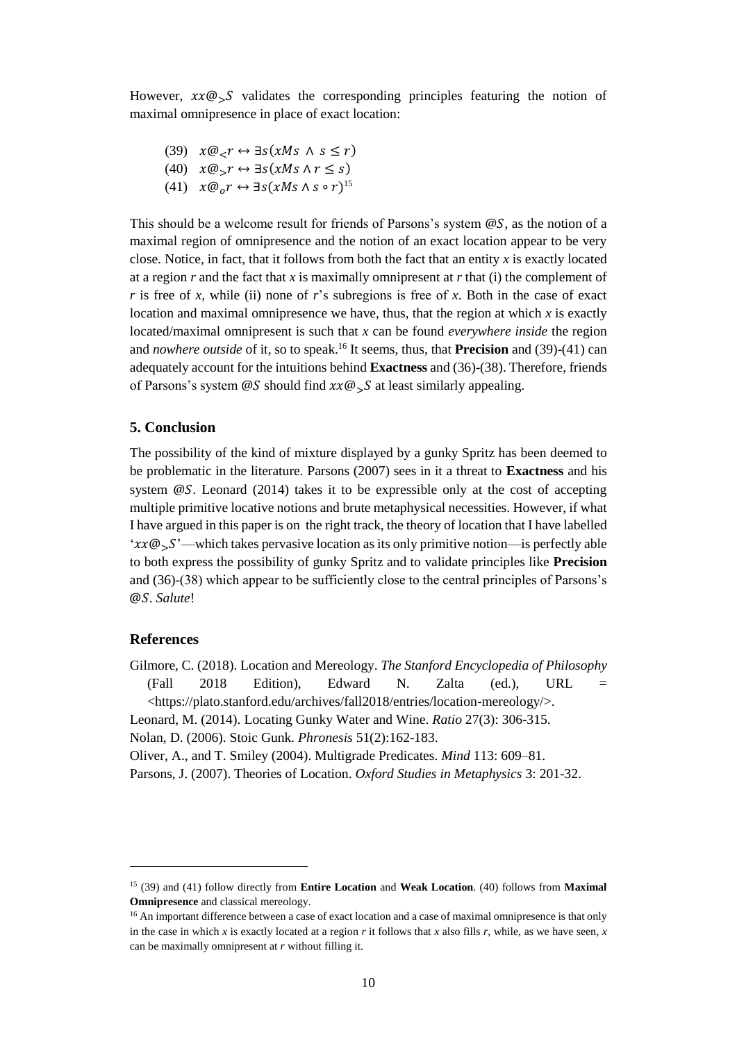However, $xx@_{>}S$ validates the corresponding principles featuring the notion of maximal omnipresence in place of exact location:

(39) $x@_{<}r \leftrightarrow \exists s(xMs \land s \leq r)$

(40) $x@_{>}r \leftrightarrow \exists s(xMs \land r \leq s)$

(41) $x@_{o}r \leftrightarrow \exists s(xMs \land s \circ r)$[15]

This should be a welcome result for friends of Parsons's system $@S$, as the notion of a maximal region of omnipresence and the notion of an exact location appear to be very close. Notice, in fact, that it follows from both the fact that an entity *x* is exactly located at a region *r* and the fact that *x* is maximally omnipresent at *r* that (i) the complement of *r* is free of *x*, while (ii) none of *r*'s subregions is free of *x*. Both in the case of exact location and maximal omnipresence we have, thus, that the region at which *x* is exactly located/maximal omnipresent is such that *x* can be found *everywhere inside* the region and *nowhere outside* of it, so to speak.[16] It seems, thus, that **Precision** and (39)-(41) can adequately account for the intuitions behind **Exactness** and (36)-(38). Therefore, friends of Parsons's system $@S$ should find $xx@_{>}S$ at least similarly appealing.

## 5. Conclusion

The possibility of the kind of mixture displayed by a gunky Spritz has been deemed to be problematic in the literature. Parsons (2007) sees in it a threat to **Exactness** and his system $@S$. Leonard (2014) takes it to be expressible only at the cost of accepting multiple primitive locative notions and brute metaphysical necessities. However, if what I have argued in this paper is on the right track, the theory of location that I have labelled '$xx@_{>}S$'—which takes pervasive location as its only primitive notion—is perfectly able to both express the possibility of gunky Spritz and to validate principles like **Precision** and (36)-(38) which appear to be sufficiently close to the central principles of Parsons's $@S$. *Salute*!

## References

Gilmore, C. (2018). Location and Mereology. *The Stanford Encyclopedia of Philosophy* (Fall 2018 Edition), Edward N. Zalta (ed.), URL = <https://plato.stanford.edu/archives/fall2018/entries/location-mereology/>.

Leonard, M. (2014). Locating Gunky Water and Wine. *Ratio* 27(3): 306-315.

Nolan, D. (2006). Stoic Gunk. *Phronesis* 51(2):162-183.

Oliver, A., and T. Smiley (2004). Multigrade Predicates. *Mind* 113: 609–81.

Parsons, J. (2007). Theories of Location. *Oxford Studies in Metaphysics* 3: 201-32.

---

[15] (39) and (41) follow directly from **Entire Location** and **Weak Location**. (40) follows from **Maximal Omnipresence** and classical mereology.

[16] An important difference between a case of exact location and a case of maximal omnipresence is that only in the case in which *x* is exactly located at a region *r* it follows that *x* also fills *r*, while, as we have seen, *x* can be maximally omnipresent at *r* without filling it.